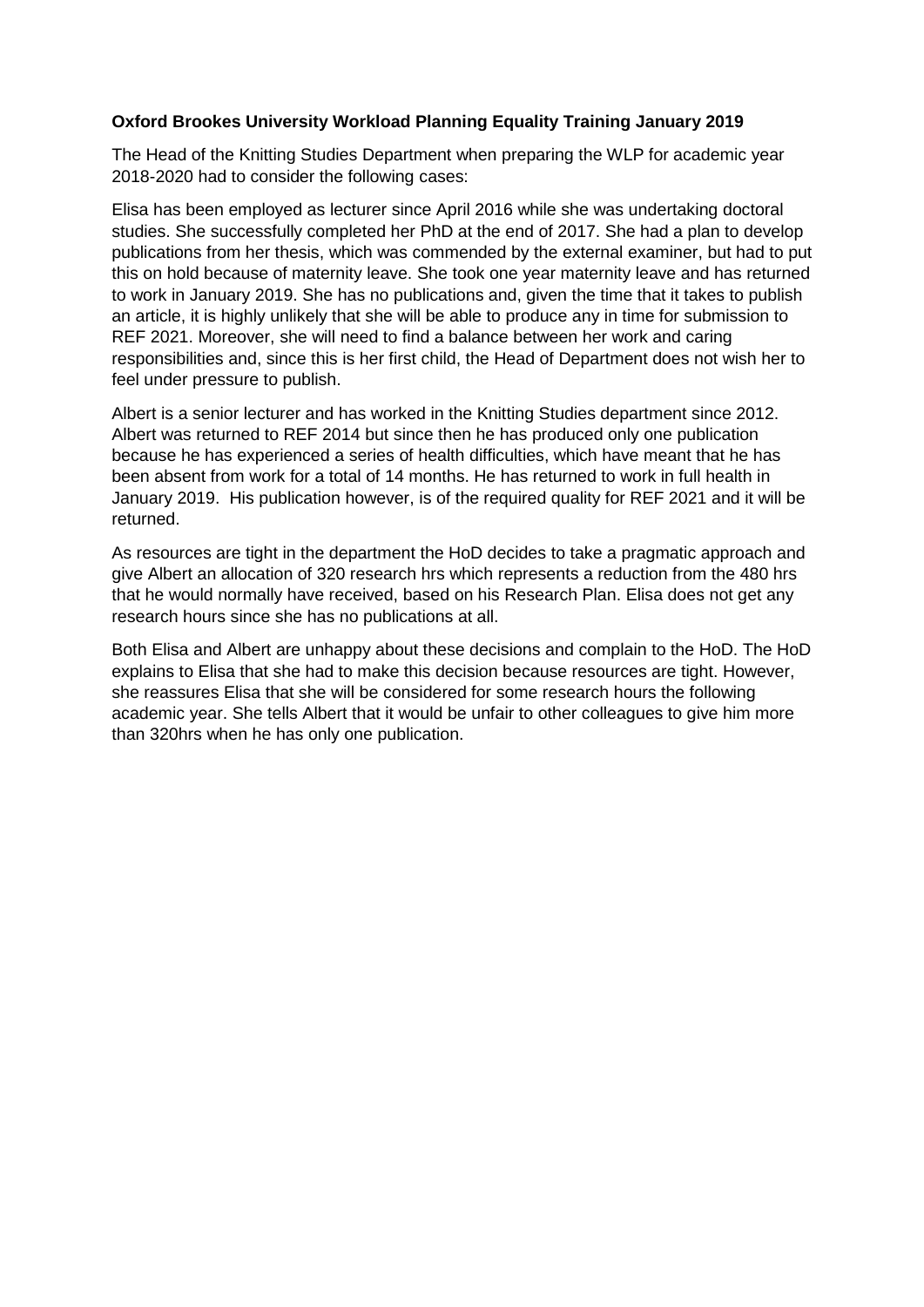**Oxford Brookes University Workload Planning Equality Training January 2019**

The Head of the Knitting Studies Department when preparing the WLP for academic year 2018-2020 had to consider the following cases:

Elisa has been employed as lecturer since April 2016 while she was undertaking doctoral studies. She successfully completed her PhD at the end of 2017. She had a plan to develop publications from her thesis, which was commended by the external examiner, but had to put this on hold because of maternity leave. She took one year maternity leave and has returned to work in January 2019. She has no publications and, given the time that it takes to publish an article, it is highly unlikely that she will be able to produce any in time for submission to REF 2021. Moreover, she will need to find a balance between her work and caring responsibilities and, since this is her first child, the Head of Department does not wish her to feel under pressure to publish.

Albert is a senior lecturer and has worked in the Knitting Studies department since 2012. Albert was returned to REF 2014 but since then he has produced only one publication because he has experienced a series of health difficulties, which have meant that he has been absent from work for a total of 14 months. He has returned to work in full health in January 2019. His publication however, is of the required quality for REF 2021 and it will be returned.

As resources are tight in the department the HoD decides to take a pragmatic approach and give Albert an allocation of 320 research hrs which represents a reduction from the 480 hrs that he would normally have received, based on his Research Plan. Elisa does not get any research hours since she has no publications at all.

Both Elisa and Albert are unhappy about these decisions and complain to the HoD. The HoD explains to Elisa that she had to make this decision because resources are tight. However, she reassures Elisa that she will be considered for some research hours the following academic year. She tells Albert that it would be unfair to other colleagues to give him more than 320hrs when he has only one publication.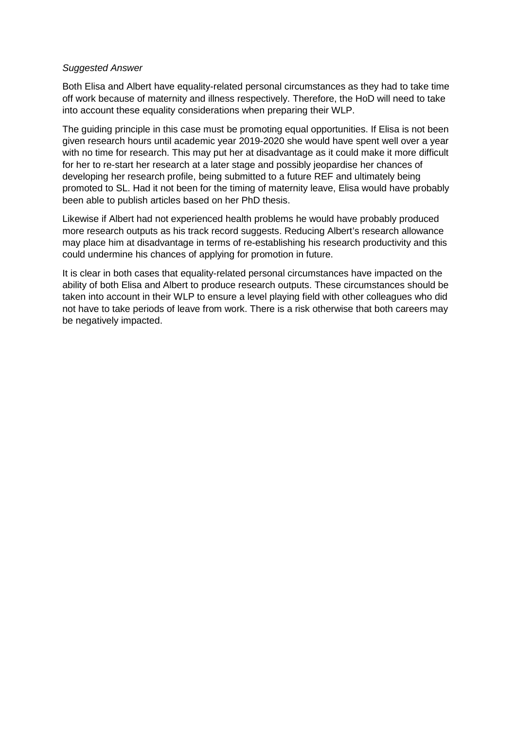*Suggested Answer*

Both Elisa and Albert have equality-related personal circumstances as they had to take time off work because of maternity and illness respectively. Therefore, the HoD will need to take into account these equality considerations when preparing their WLP.

The guiding principle in this case must be promoting equal opportunities. If Elisa is not been given research hours until academic year 2019-2020 she would have spent well over a year with no time for research. This may put her at disadvantage as it could make it more difficult for her to re-start her research at a later stage and possibly jeopardise her chances of developing her research profile, being submitted to a future REF and ultimately being promoted to SL. Had it not been for the timing of maternity leave, Elisa would have probably been able to publish articles based on her PhD thesis.

Likewise if Albert had not experienced health problems he would have probably produced more research outputs as his track record suggests. Reducing Albert's research allowance may place him at disadvantage in terms of re-establishing his research productivity and this could undermine his chances of applying for promotion in future.

It is clear in both cases that equality-related personal circumstances have impacted on the ability of both Elisa and Albert to produce research outputs. These circumstances should be taken into account in their WLP to ensure a level playing field with other colleagues who did not have to take periods of leave from work. There is a risk otherwise that both careers may be negatively impacted.